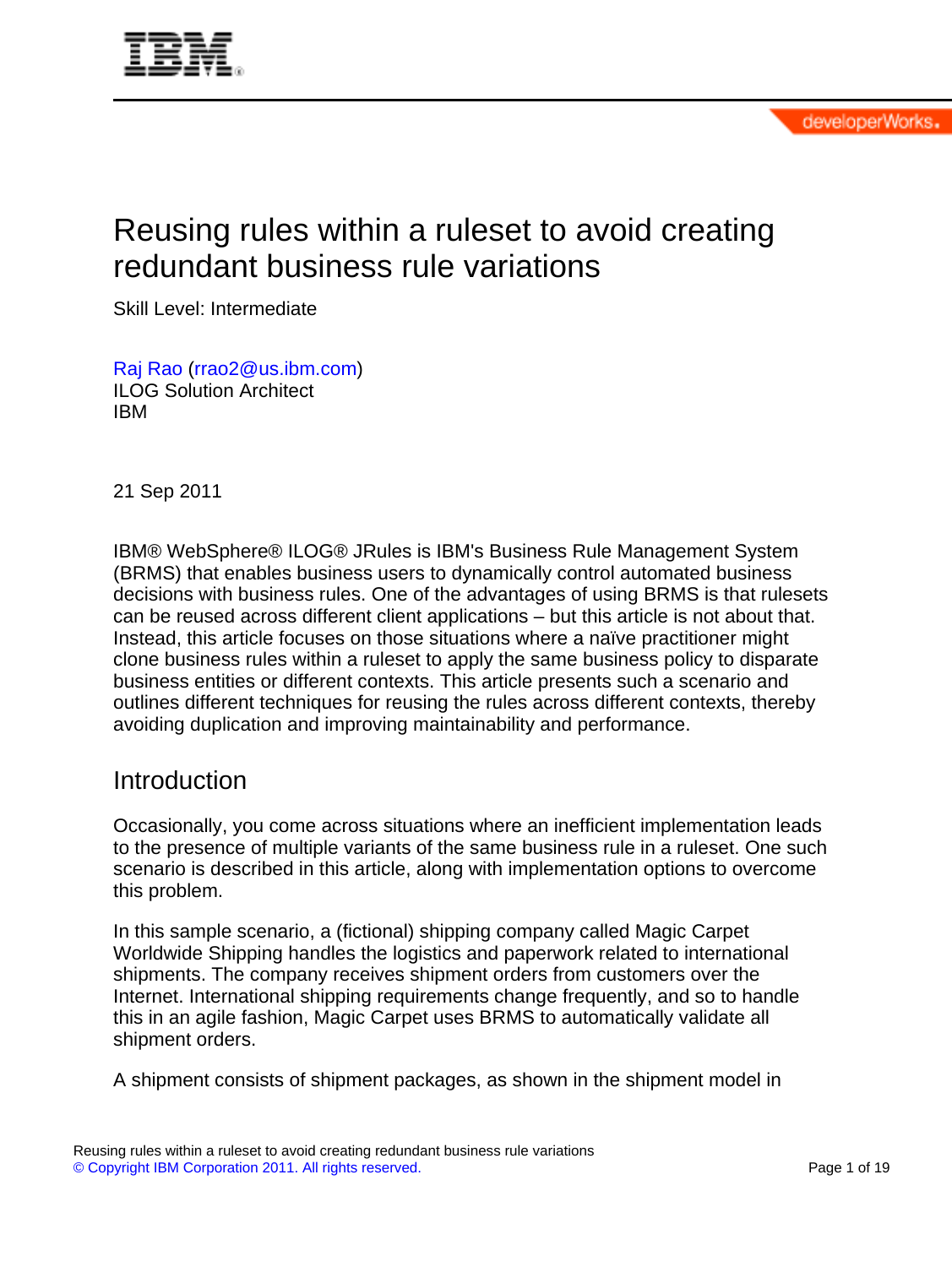# Reusing rules within a ruleset to avoid creating redundant business rule variations

Skill Level: Intermediate

Raj Rao (rrao2@us.ibm.com)
ILOG Solution Architect
IBM

21 Sep 2011

IBM® WebSphere® ILOG® JRules is IBM's Business Rule Management System (BRMS) that enables business users to dynamically control automated business decisions with business rules. One of the advantages of using BRMS is that rulesets can be reused across different client applications – but this article is not about that. Instead, this article focuses on those situations where a naïve practitioner might clone business rules within a ruleset to apply the same business policy to disparate business entities or different contexts. This article presents such a scenario and outlines different techniques for reusing the rules across different contexts, thereby avoiding duplication and improving maintainability and performance.

## Introduction

Occasionally, you come across situations where an inefficient implementation leads to the presence of multiple variants of the same business rule in a ruleset. One such scenario is described in this article, along with implementation options to overcome this problem.

In this sample scenario, a (fictional) shipping company called Magic Carpet Worldwide Shipping handles the logistics and paperwork related to international shipments. The company receives shipment orders from customers over the Internet. International shipping requirements change frequently, and so to handle this in an agile fashion, Magic Carpet uses BRMS to automatically validate all shipment orders.

A shipment consists of shipment packages, as shown in the shipment model in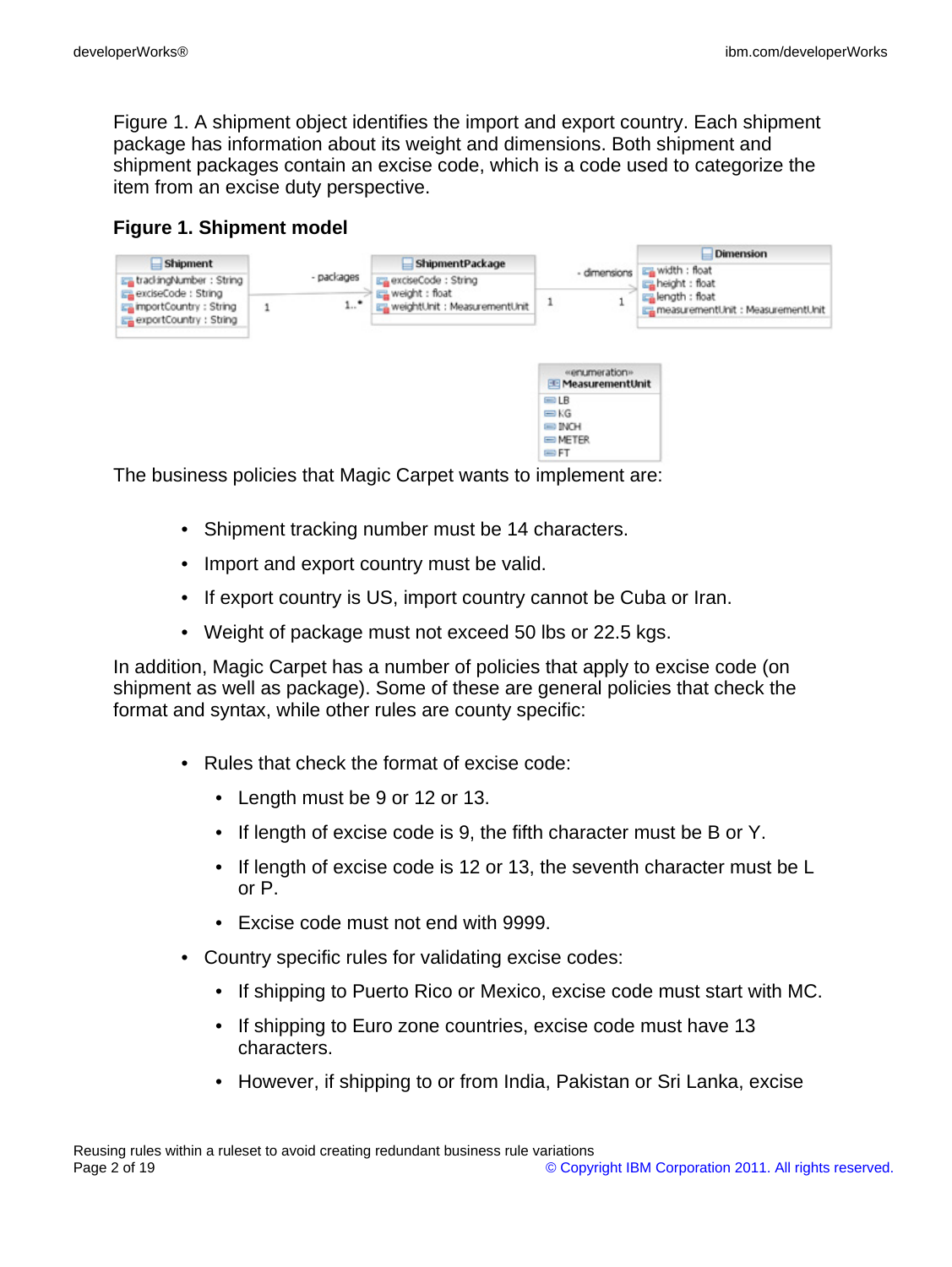Figure 1. A shipment object identifies the import and export country. Each shipment package has information about its weight and dimensions. Both shipment and shipment packages contain an excise code, which is a code used to categorize the item from an excise duty perspective.

**Figure 1. Shipment model**

The business policies that Magic Carpet wants to implement are:

- Shipment tracking number must be 14 characters.
- Import and export country must be valid.
- If export country is US, import country cannot be Cuba or Iran.
- Weight of package must not exceed 50 lbs or 22.5 kgs.

In addition, Magic Carpet has a number of policies that apply to excise code (on shipment as well as package). Some of these are general policies that check the format and syntax, while other rules are county specific:

- Rules that check the format of excise code:
  - Length must be 9 or 12 or 13.
  - If length of excise code is 9, the fifth character must be B or Y.
  - If length of excise code is 12 or 13, the seventh character must be L or P.
  - Excise code must not end with 9999.
- Country specific rules for validating excise codes:
  - If shipping to Puerto Rico or Mexico, excise code must start with MC.
  - If shipping to Euro zone countries, excise code must have 13 characters.
  - However, if shipping to or from India, Pakistan or Sri Lanka, excise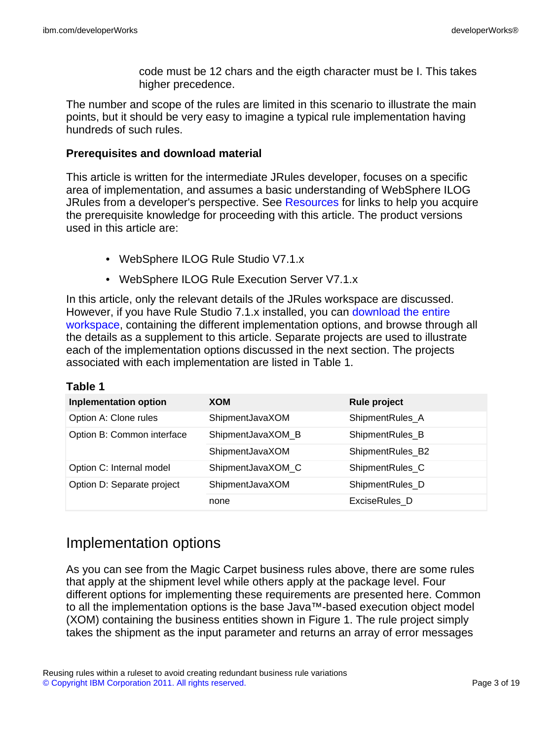code must be 12 chars and the eigth character must be I. This takes higher precedence.

The number and scope of the rules are limited in this scenario to illustrate the main points, but it should be very easy to imagine a typical rule implementation having hundreds of such rules.

### Prerequisites and download material

This article is written for the intermediate JRules developer, focuses on a specific area of implementation, and assumes a basic understanding of WebSphere ILOG JRules from a developer's perspective. See Resources for links to help you acquire the prerequisite knowledge for proceeding with this article. The product versions used in this article are:

- WebSphere ILOG Rule Studio V7.1.x
- WebSphere ILOG Rule Execution Server V7.1.x

In this article, only the relevant details of the JRules workspace are discussed. However, if you have Rule Studio 7.1.x installed, you can download the entire workspace, containing the different implementation options, and browse through all the details as a supplement to this article. Separate projects are used to illustrate each of the implementation options discussed in the next section. The projects associated with each implementation are listed in Table 1.

**Table 1**

| Inplementation option | XOM | Rule project |
|---|---|---|
| Option A: Clone rules | ShipmentJavaXOM | ShipmentRules_A |
| Option B: Common interface | ShipmentJavaXOM_B | ShipmentRules_B |
| | ShipmentJavaXOM | ShipmentRules_B2 |
| Option C: Internal model | ShipmentJavaXOM_C | ShipmentRules_C |
| Option D: Separate project | ShipmentJavaXOM | ShipmentRules_D |
| | none | ExciseRules_D |

## Implementation options

As you can see from the Magic Carpet business rules above, there are some rules that apply at the shipment level while others apply at the package level. Four different options for implementing these requirements are presented here. Common to all the implementation options is the base Java™-based execution object model (XOM) containing the business entities shown in Figure 1. The rule project simply takes the shipment as the input parameter and returns an array of error messages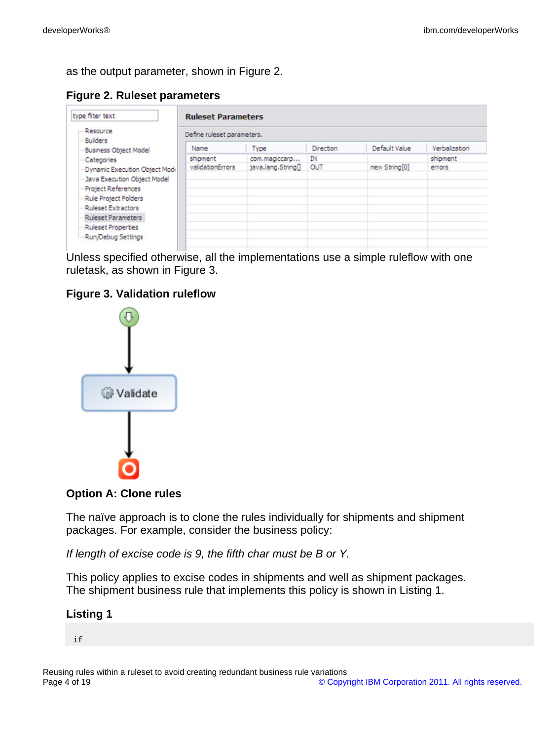as the output parameter, shown in Figure 2.

**Figure 2. Ruleset parameters**

Unless specified otherwise, all the implementations use a simple ruleflow with one ruletask, as shown in Figure 3.

**Figure 3. Validation ruleflow**

### Option A: Clone rules

The naïve approach is to clone the rules individually for shipments and shipment packages. For example, consider the business policy:

*If length of excise code is 9, the fifth char must be B or Y.*

This policy applies to excise codes in shipments and well as shipment packages. The shipment business rule that implements this policy is shown in Listing 1.

**Listing 1**

```
if
```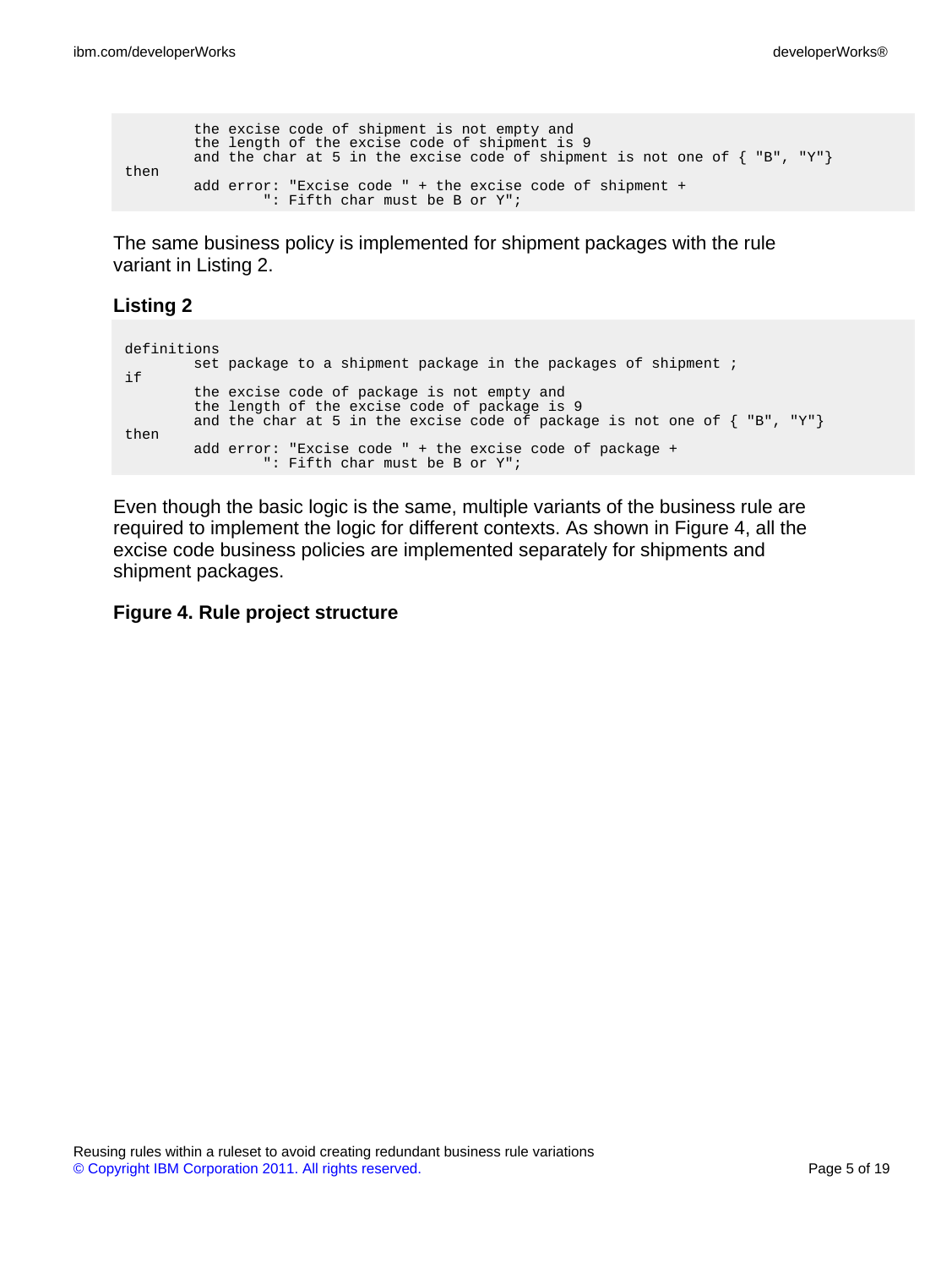```
        the excise code of shipment is not empty and
        the length of the excise code of shipment is 9
        and the char at 5 in the excise code of shipment is not one of { "B", "Y"}
then
        add error: "Excise code " + the excise code of shipment +
                ": Fifth char must be B or Y";
```

The same business policy is implemented for shipment packages with the rule variant in Listing 2.

### Listing 2

```
definitions
        set package to a shipment package in the packages of shipment ;
if
        the excise code of package is not empty and
        the length of the excise code of package is 9
        and the char at 5 in the excise code of package is not one of { "B", "Y"}
then
        add error: "Excise code " + the excise code of package +
                ": Fifth char must be B or Y";
```

Even though the basic logic is the same, multiple variants of the business rule are required to implement the logic for different contexts. As shown in Figure 4, all the excise code business policies are implemented separately for shipments and shipment packages.

### Figure 4. Rule project structure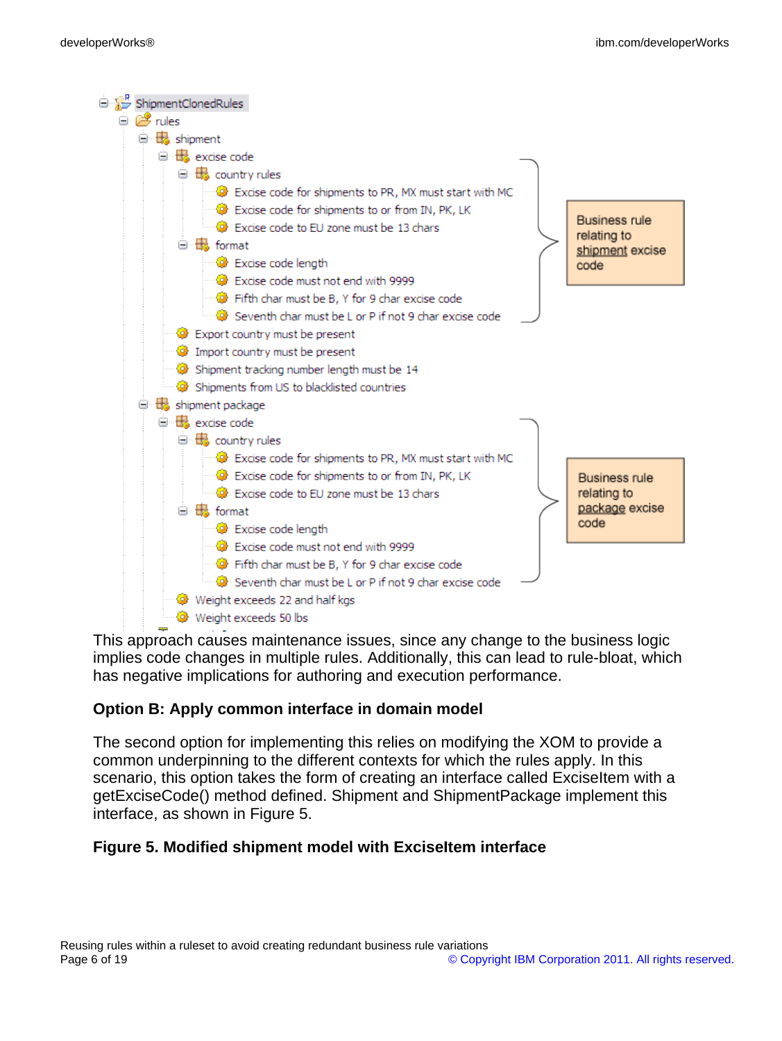- ShipmentClonedRules
  - rules
    - shipment
      - excise code
        - country rules
          - Excise code for shipments to PR, MX must start with MC
          - Excise code for shipments to or from IN, PK, LK
          - Excise code to EU zone must be 13 chars
        - format
          - Excise code length
          - Excise code must not end with 9999
          - Fifth char must be B, Y for 9 char excise code
          - Seventh char must be L or P if not 9 char excise code
      - Export country must be present
      - Import country must be present
      - Shipment tracking number length must be 14
      - Shipments from US to blacklisted countries
    - shipment package
      - excise code
        - country rules
          - Excise code for shipments to PR, MX must start with MC
          - Excise code for shipments to or from IN, PK, LK
          - Excise code to EU zone must be 13 chars
        - format
          - Excise code length
          - Excise code must not end with 9999
          - Fifth char must be B, Y for 9 char excise code
          - Seventh char must be L or P if not 9 char excise code
      - Weight exceeds 22 and half kgs
      - Weight exceeds 50 lbs

Business rule relating to shipment excise code

Business rule relating to package excise code

This approach causes maintenance issues, since any change to the business logic implies code changes in multiple rules. Additionally, this can lead to rule-bloat, which has negative implications for authoring and execution performance.

### Option B: Apply common interface in domain model

The second option for implementing this relies on modifying the XOM to provide a common underpinning to the different contexts for which the rules apply. In this scenario, this option takes the form of creating an interface called ExciseItem with a getExciseCode() method defined. Shipment and ShipmentPackage implement this interface, as shown in Figure 5.

**Figure 5. Modified shipment model with ExciseItem interface**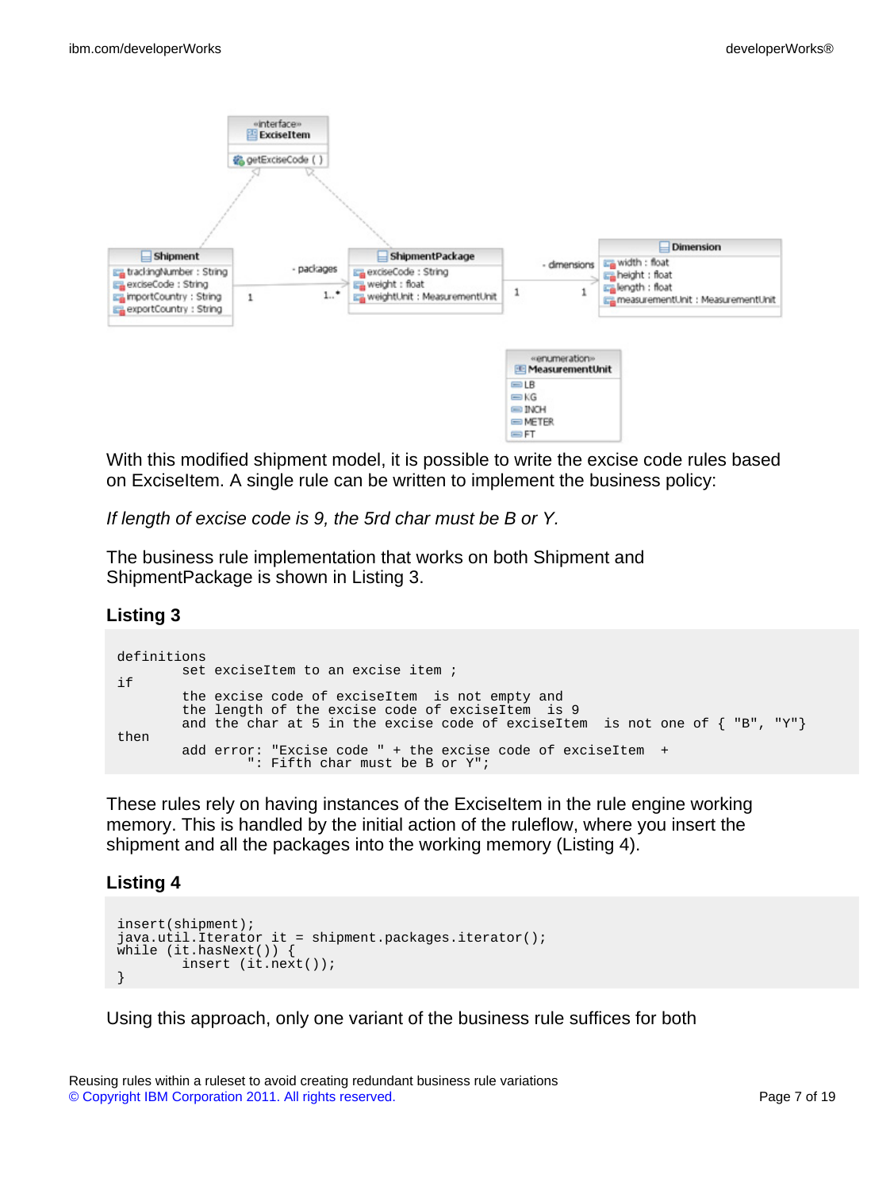With this modified shipment model, it is possible to write the excise code rules based on ExciseItem. A single rule can be written to implement the business policy:

*If length of excise code is 9, the 5rd char must be B or Y.*

The business rule implementation that works on both Shipment and ShipmentPackage is shown in Listing 3.

### Listing 3

```
definitions
        set exciseItem to an excise item ;
if
        the excise code of exciseItem  is not empty and
        the length of the excise code of exciseItem  is 9
        and the char at 5 in the excise code of exciseItem  is not one of { "B", "Y"}
then
        add error: "Excise code " + the excise code of exciseItem  +
                ": Fifth char must be B or Y";
```

These rules rely on having instances of the ExciseItem in the rule engine working memory. This is handled by the initial action of the ruleflow, where you insert the shipment and all the packages into the working memory (Listing 4).

### Listing 4

```
insert(shipment);
java.util.Iterator it = shipment.packages.iterator();
while (it.hasNext()) {
        insert (it.next());
}
```

Using this approach, only one variant of the business rule suffices for both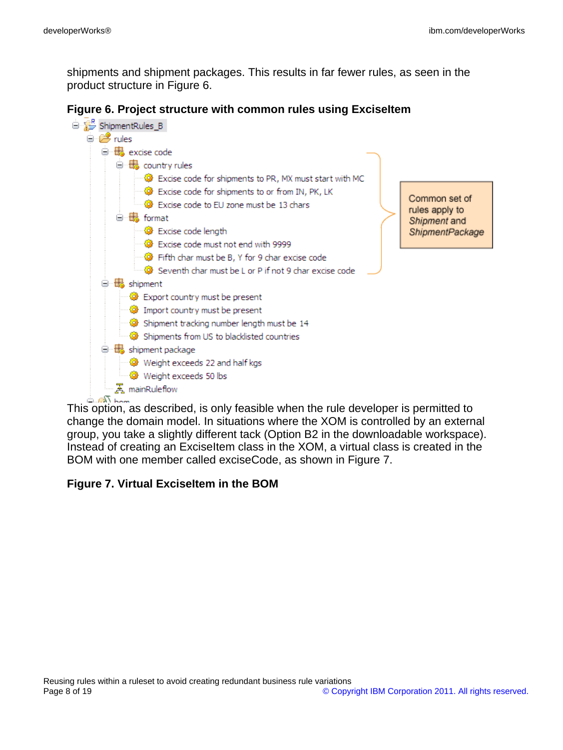shipments and shipment packages. This results in far fewer rules, as seen in the product structure in Figure 6.

**Figure 6. Project structure with common rules using ExciseItem**

- ShipmentRules_B
  - rules
    - excise code
      - country rules
        - Excise code for shipments to PR, MX must start with MC
        - Excise code for shipments to or from IN, PK, LK
        - Excise code to EU zone must be 13 chars
      - format
        - Excise code length
        - Excise code must not end with 9999
        - Fifth char must be B, Y for 9 char excise code
        - Seventh char must be L or P if not 9 char excise code
    - shipment
      - Export country must be present
      - Import country must be present
      - Shipment tracking number length must be 14
      - Shipments from US to blacklisted countries
    - shipment package
      - Weight exceeds 22 and half kgs
      - Weight exceeds 50 lbs
    - mainRuleflow
  - bom

Common set of rules apply to *Shipment* and *ShipmentPackage*

This option, as described, is only feasible when the rule developer is permitted to change the domain model. In situations where the XOM is controlled by an external group, you take a slightly different tack (Option B2 in the downloadable workspace). Instead of creating an ExciseItem class in the XOM, a virtual class is created in the BOM with one member called exciseCode, as shown in Figure 7.

**Figure 7. Virtual ExciseItem in the BOM**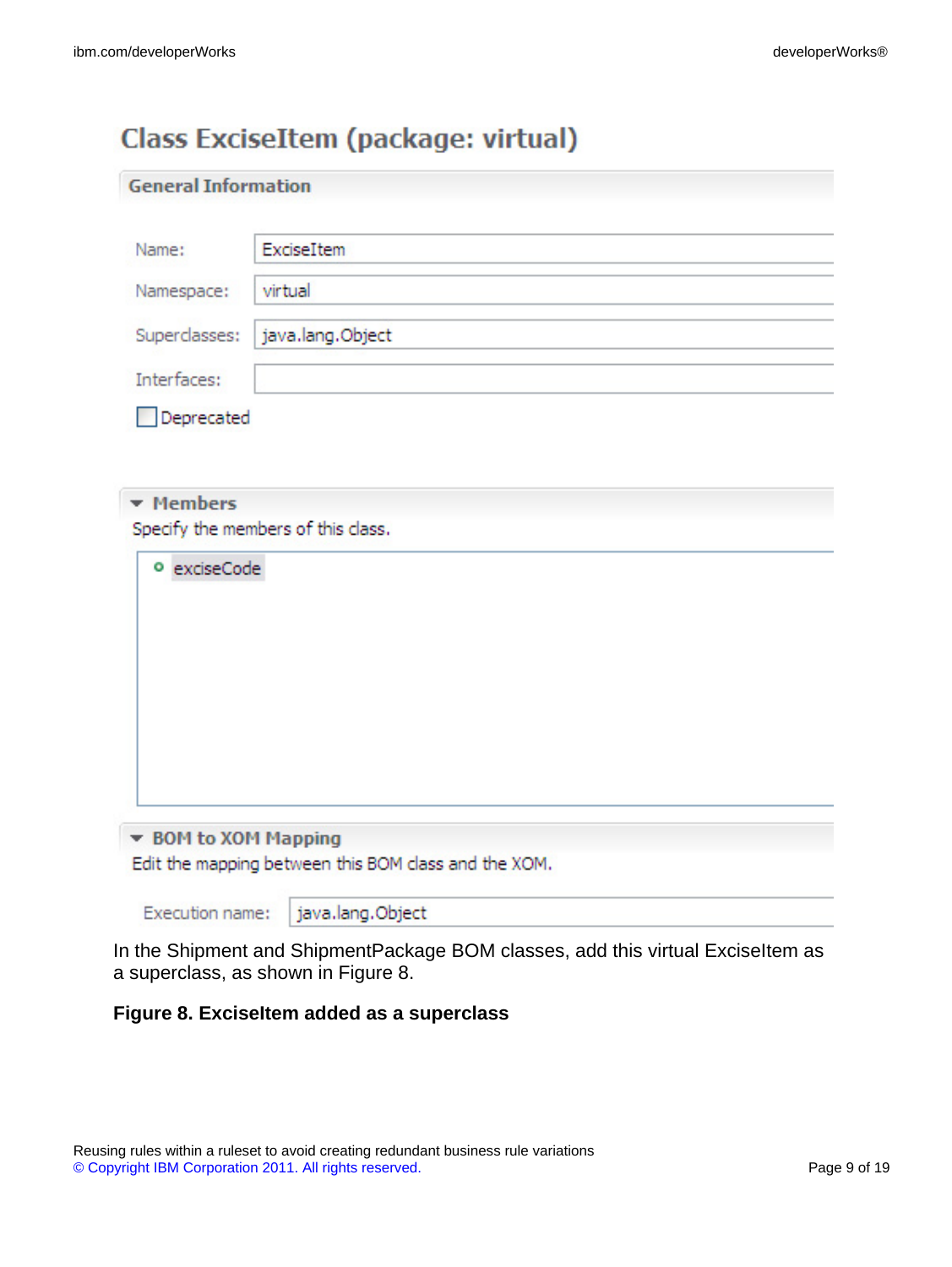**Class ExciseItem (package: virtual)**

**General Information**

| | |
|---|---|
| Name: | ExciseItem |
| Namespace: | virtual |
| Superclasses: | java.lang.Object |
| Interfaces: | |

☐ Deprecated

**Members**

Specify the members of this class.

- exciseCode

**BOM to XOM Mapping**

Edit the mapping between this BOM class and the XOM.

Execution name: java.lang.Object

In the Shipment and ShipmentPackage BOM classes, add this virtual ExciseItem as a superclass, as shown in Figure 8.

**Figure 8. ExciseItem added as a superclass**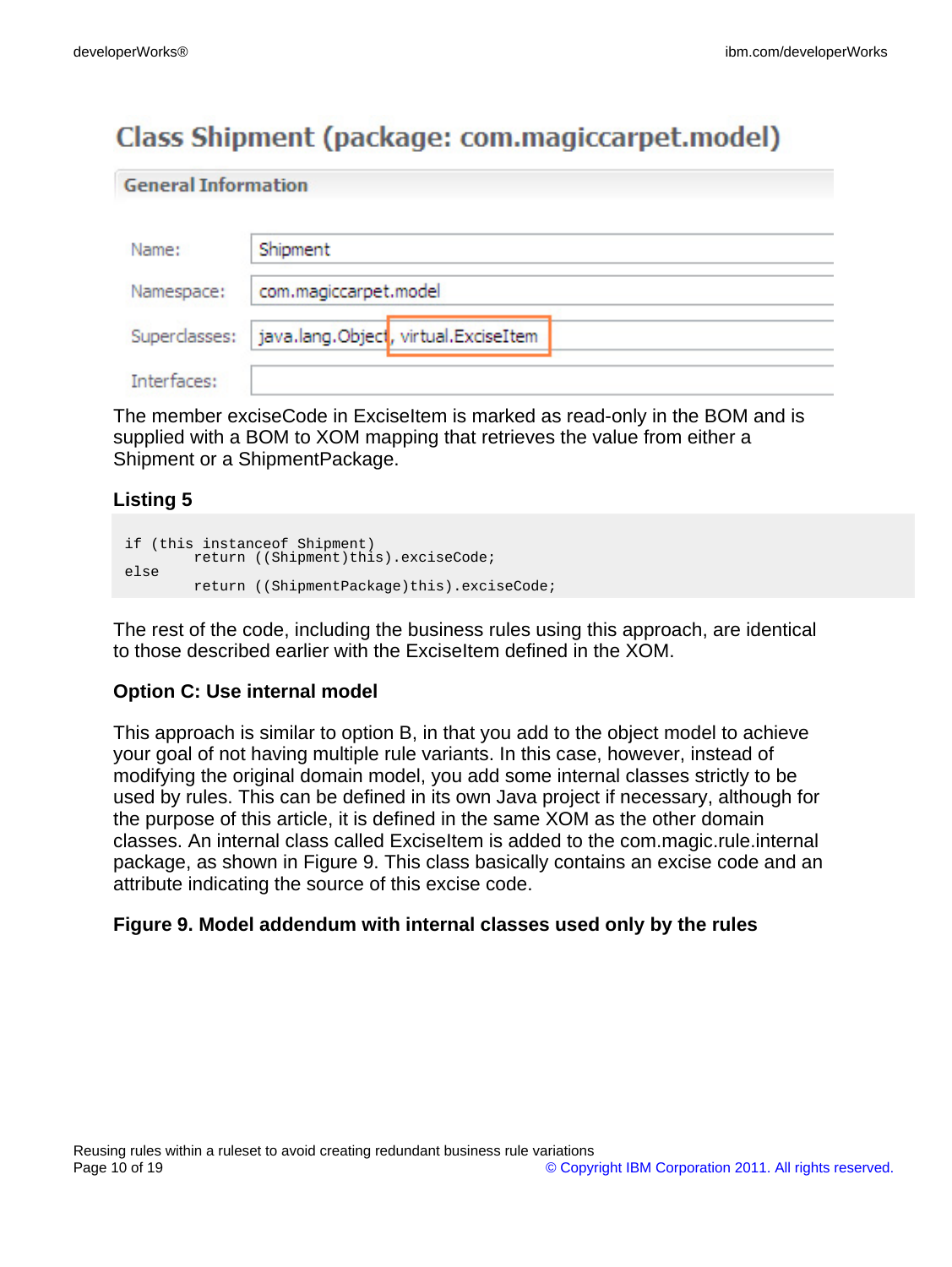## Class Shipment (package: com.magiccarpet.model)

**General Information**

| | |
|---|---|
| Name: | Shipment |
| Namespace: | com.magiccarpet.model |
| Superclasses: | java.lang.Object, virtual.ExciseItem |
| Interfaces: | |

The member exciseCode in ExciseItem is marked as read-only in the BOM and is supplied with a BOM to XOM mapping that retrieves the value from either a Shipment or a ShipmentPackage.

### Listing 5

```
if (this instanceof Shipment)
        return ((Shipment)this).exciseCode;
else
        return ((ShipmentPackage)this).exciseCode;
```

The rest of the code, including the business rules using this approach, are identical to those described earlier with the ExciseItem defined in the XOM.

#### Option C: Use internal model

This approach is similar to option B, in that you add to the object model to achieve your goal of not having multiple rule variants. In this case, however, instead of modifying the original domain model, you add some internal classes strictly to be used by rules. This can be defined in its own Java project if necessary, although for the purpose of this article, it is defined in the same XOM as the other domain classes. An internal class called ExciseItem is added to the com.magic.rule.internal package, as shown in Figure 9. This class basically contains an excise code and an attribute indicating the source of this excise code.

**Figure 9. Model addendum with internal classes used only by the rules**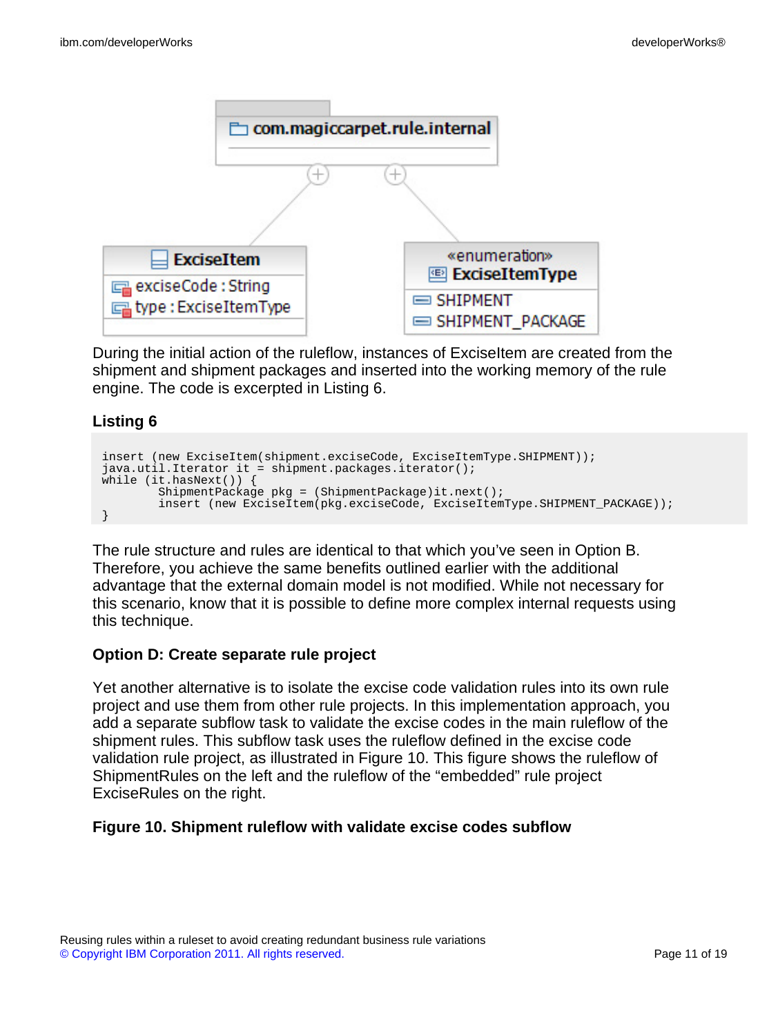During the initial action of the ruleflow, instances of ExciseItem are created from the shipment and shipment packages and inserted into the working memory of the rule engine. The code is excerpted in Listing 6.

**Listing 6**

```
insert (new ExciseItem(shipment.exciseCode, ExciseItemType.SHIPMENT));
java.util.Iterator it = shipment.packages.iterator();
while (it.hasNext()) {
        ShipmentPackage pkg = (ShipmentPackage)it.next();
        insert (new ExciseItem(pkg.exciseCode, ExciseItemType.SHIPMENT_PACKAGE));
}
```

The rule structure and rules are identical to that which you've seen in Option B. Therefore, you achieve the same benefits outlined earlier with the additional advantage that the external domain model is not modified. While not necessary for this scenario, know that it is possible to define more complex internal requests using this technique.

### Option D: Create separate rule project

Yet another alternative is to isolate the excise code validation rules into its own rule project and use them from other rule projects. In this implementation approach, you add a separate subflow task to validate the excise codes in the main ruleflow of the shipment rules. This subflow task uses the ruleflow defined in the excise code validation rule project, as illustrated in Figure 10. This figure shows the ruleflow of ShipmentRules on the left and the ruleflow of the “embedded” rule project ExciseRules on the right.

**Figure 10. Shipment ruleflow with validate excise codes subflow**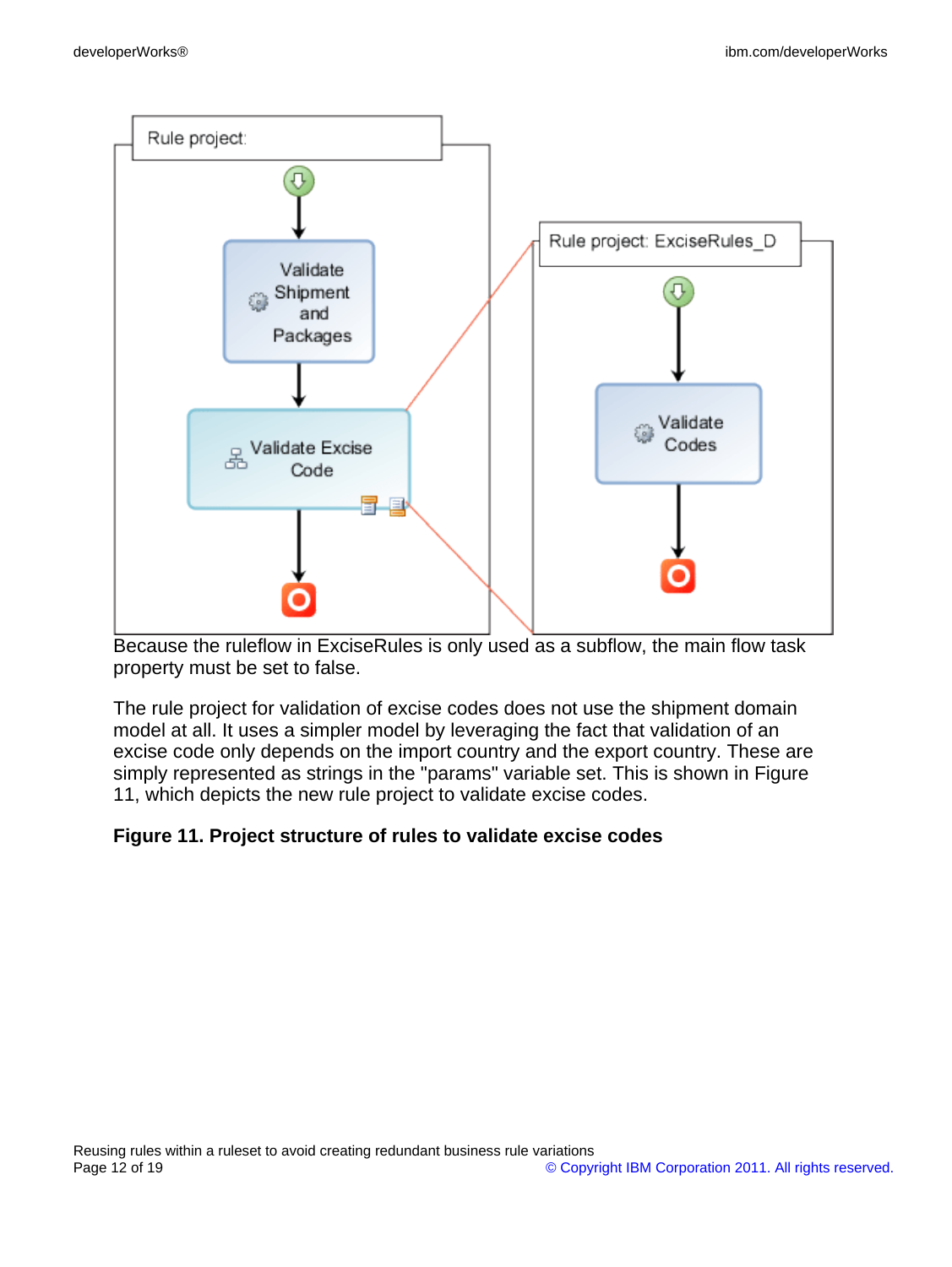Because the ruleflow in ExciseRules is only used as a subflow, the main flow task property must be set to false.

The rule project for validation of excise codes does not use the shipment domain model at all. It uses a simpler model by leveraging the fact that validation of an excise code only depends on the import country and the export country. These are simply represented as strings in the "params" variable set. This is shown in Figure 11, which depicts the new rule project to validate excise codes.

**Figure 11. Project structure of rules to validate excise codes**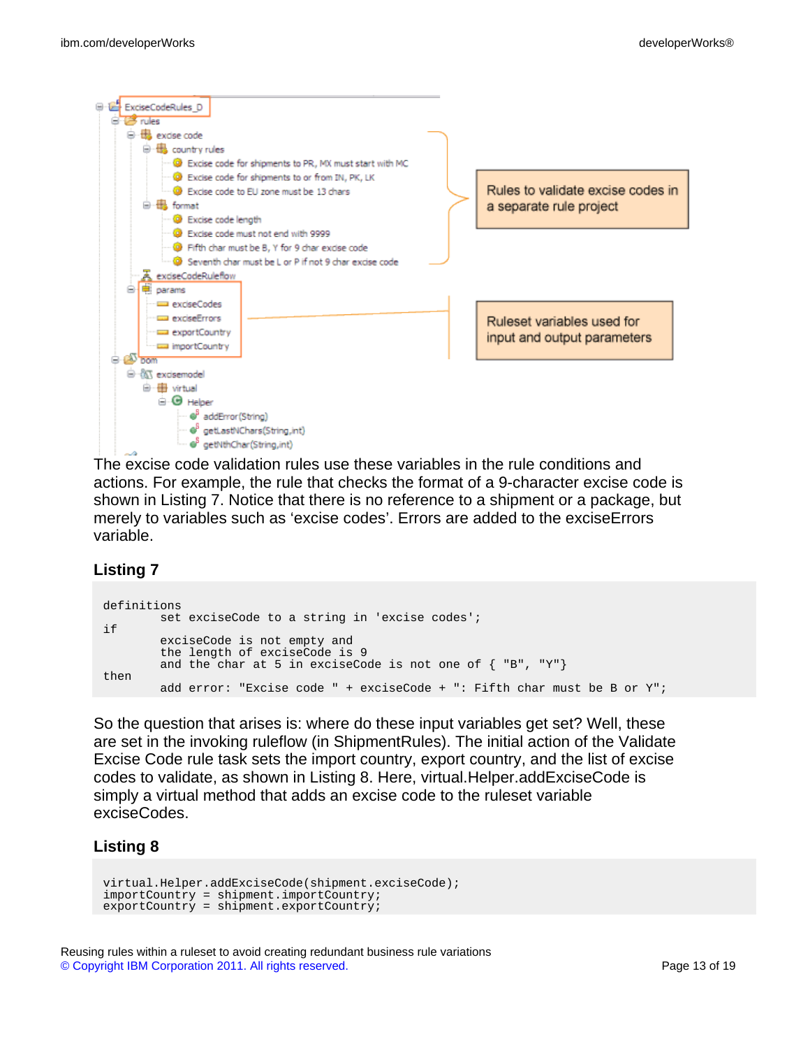The excise code validation rules use these variables in the rule conditions and actions. For example, the rule that checks the format of a 9-character excise code is shown in Listing 7. Notice that there is no reference to a shipment or a package, but merely to variables such as ‘excise codes’. Errors are added to the exciseErrors variable.

### Listing 7

```
definitions
          set exciseCode to a string in 'excise codes';
if
          exciseCode is not empty and
          the length of exciseCode is 9
          and the char at 5 in exciseCode is not one of { "B", "Y"}
then
          add error: "Excise code " + exciseCode + ": Fifth char must be B or Y";
```

So the question that arises is: where do these input variables get set? Well, these are set in the invoking ruleflow (in ShipmentRules). The initial action of the Validate Excise Code rule task sets the import country, export country, and the list of excise codes to validate, as shown in Listing 8. Here, virtual.Helper.addExciseCode is simply a virtual method that adds an excise code to the ruleset variable exciseCodes.

### Listing 8

```
virtual.Helper.addExciseCode(shipment.exciseCode);
importCountry = shipment.importCountry;
exportCountry = shipment.exportCountry;
```

Reusing rules within a ruleset to avoid creating redundant business rule variations
© Copyright IBM Corporation 2011. All rights reserved.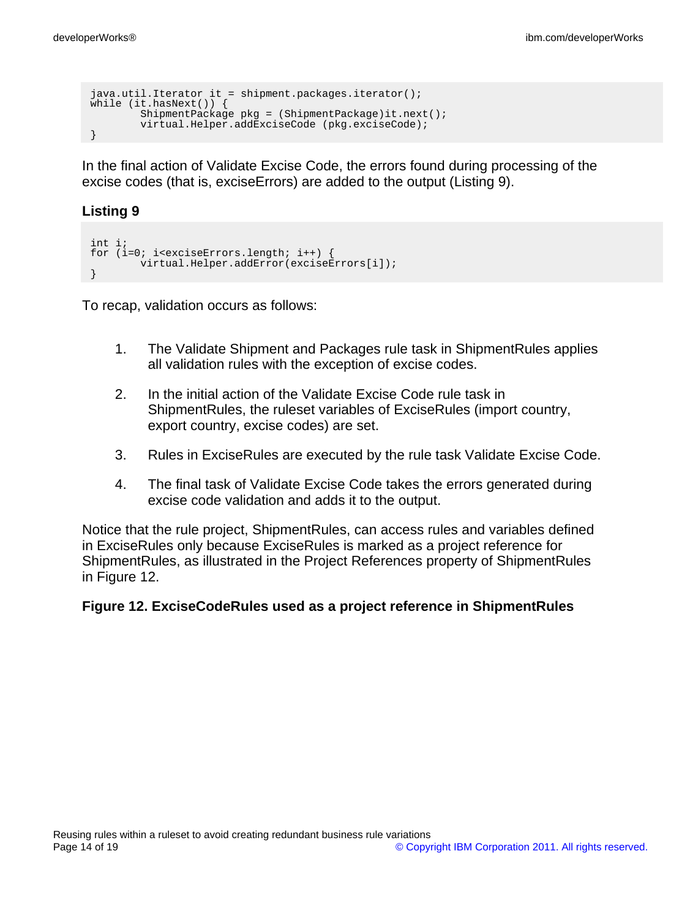```
java.util.Iterator it = shipment.packages.iterator();
while (it.hasNext()) {
        ShipmentPackage pkg = (ShipmentPackage)it.next();
        virtual.Helper.addExciseCode (pkg.exciseCode);
}
```

In the final action of Validate Excise Code, the errors found during processing of the excise codes (that is, exciseErrors) are added to the output (Listing 9).

### Listing 9

```
int i;
for (i=0; i<exciseErrors.length; i++) {
        virtual.Helper.addError(exciseErrors[i]);
}
```

To recap, validation occurs as follows:

1. The Validate Shipment and Packages rule task in ShipmentRules applies all validation rules with the exception of excise codes.
2. In the initial action of the Validate Excise Code rule task in ShipmentRules, the ruleset variables of ExciseRules (import country, export country, excise codes) are set.
3. Rules in ExciseRules are executed by the rule task Validate Excise Code.
4. The final task of Validate Excise Code takes the errors generated during excise code validation and adds it to the output.

Notice that the rule project, ShipmentRules, can access rules and variables defined in ExciseRules only because ExciseRules is marked as a project reference for ShipmentRules, as illustrated in the Project References property of ShipmentRules in Figure 12.

**Figure 12. ExciseCodeRules used as a project reference in ShipmentRules**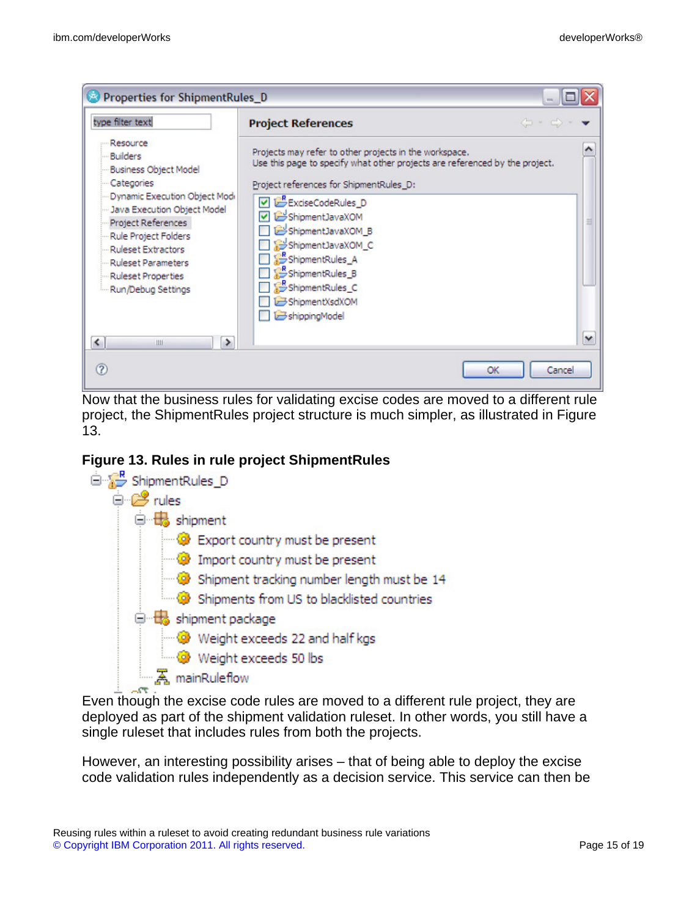Now that the business rules for validating excise codes are moved to a different rule project, the ShipmentRules project structure is much simpler, as illustrated in Figure 13.

**Figure 13. Rules in rule project ShipmentRules**

Even though the excise code rules are moved to a different rule project, they are deployed as part of the shipment validation ruleset. In other words, you still have a single ruleset that includes rules from both the projects.

However, an interesting possibility arises – that of being able to deploy the excise code validation rules independently as a decision service. This service can then be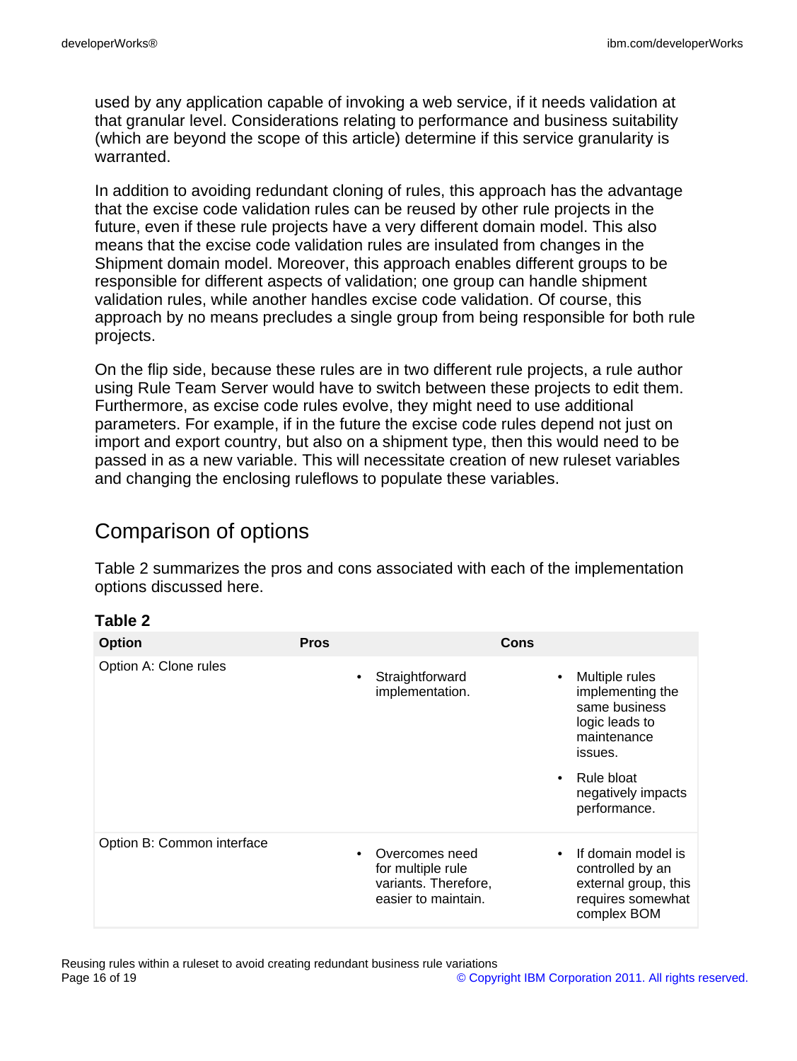used by any application capable of invoking a web service, if it needs validation at that granular level. Considerations relating to performance and business suitability (which are beyond the scope of this article) determine if this service granularity is warranted.

In addition to avoiding redundant cloning of rules, this approach has the advantage that the excise code validation rules can be reused by other rule projects in the future, even if these rule projects have a very different domain model. This also means that the excise code validation rules are insulated from changes in the Shipment domain model. Moreover, this approach enables different groups to be responsible for different aspects of validation; one group can handle shipment validation rules, while another handles excise code validation. Of course, this approach by no means precludes a single group from being responsible for both rule projects.

On the flip side, because these rules are in two different rule projects, a rule author using Rule Team Server would have to switch between these projects to edit them. Furthermore, as excise code rules evolve, they might need to use additional parameters. For example, if in the future the excise code rules depend not just on import and export country, but also on a shipment type, then this would need to be passed in as a new variable. This will necessitate creation of new ruleset variables and changing the enclosing ruleflows to populate these variables.

## Comparison of options

Table 2 summarizes the pros and cons associated with each of the implementation options discussed here.

**Table 2**

| Option | Pros | Cons |
|---|---|---|
| Option A: Clone rules | • Straightforward implementation. | • Multiple rules implementing the same business logic leads to maintenance issues.<br>• Rule bloat negatively impacts performance. |
| Option B: Common interface | • Overcomes need for multiple rule variants. Therefore, easier to maintain. | • If domain model is controlled by an external group, this requires somewhat complex BOM |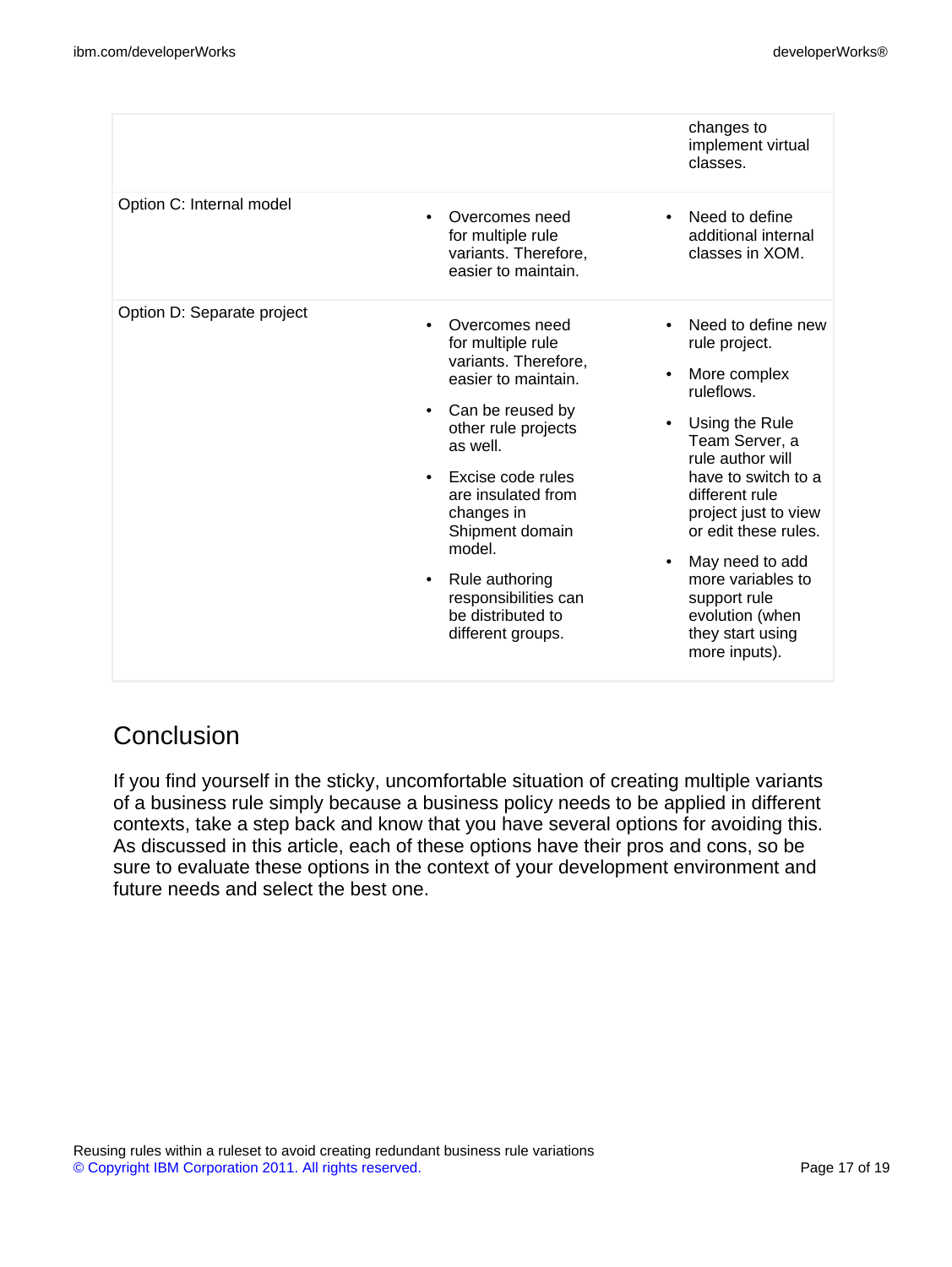| | | |
|---|---|---|
| | | changes to implement virtual classes. |
| Option C: Internal model | • Overcomes need for multiple rule variants. Therefore, easier to maintain. | • Need to define additional internal classes in XOM. |
| Option D: Separate project | • Overcomes need for multiple rule variants. Therefore, easier to maintain.<br>• Can be reused by other rule projects as well.<br>• Excise code rules are insulated from changes in Shipment domain model.<br>• Rule authoring responsibilities can be distributed to different groups. | • Need to define new rule project.<br>• More complex ruleflows.<br>• Using the Rule Team Server, a rule author will have to switch to a different rule project just to view or edit these rules.<br>• May need to add more variables to support rule evolution (when they start using more inputs). |

## Conclusion

If you find yourself in the sticky, uncomfortable situation of creating multiple variants of a business rule simply because a business policy needs to be applied in different contexts, take a step back and know that you have several options for avoiding this. As discussed in this article, each of these options have their pros and cons, so be sure to evaluate these options in the context of your development environment and future needs and select the best one.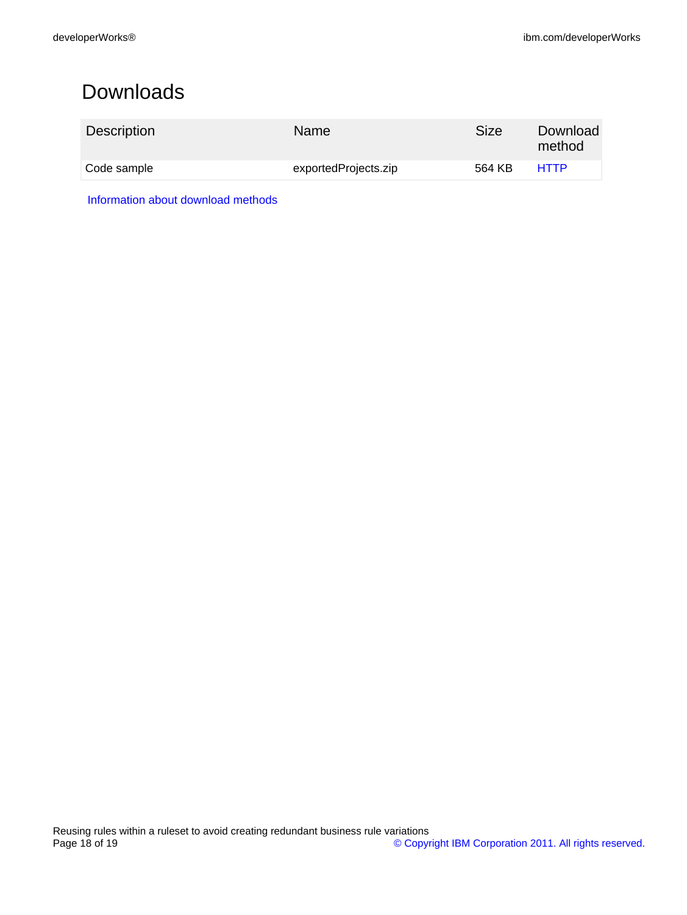## Downloads

| Description | Name | Size | Download method |
| --- | --- | --- | --- |
| Code sample | exportedProjects.zip | 564 KB | HTTP |

Information about download methods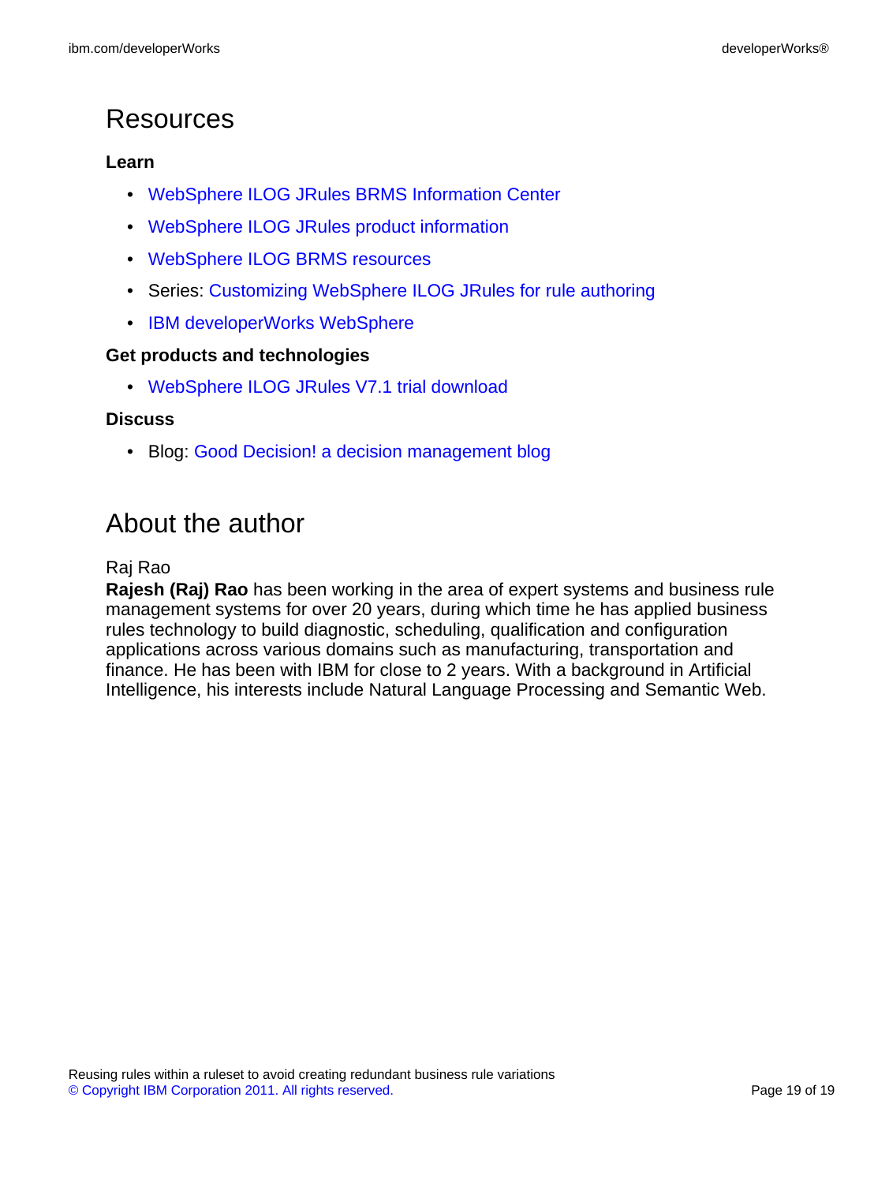## Resources

### Learn

- WebSphere ILOG JRules BRMS Information Center
- WebSphere ILOG JRules product information
- WebSphere ILOG BRMS resources
- Series: Customizing WebSphere ILOG JRules for rule authoring
- IBM developerWorks WebSphere

### Get products and technologies

- WebSphere ILOG JRules V7.1 trial download

### Discuss

- Blog: Good Decision! a decision management blog

## About the author

Raj Rao

**Rajesh (Raj) Rao** has been working in the area of expert systems and business rule management systems for over 20 years, during which time he has applied business rules technology to build diagnostic, scheduling, qualification and configuration applications across various domains such as manufacturing, transportation and finance. He has been with IBM for close to 2 years. With a background in Artificial Intelligence, his interests include Natural Language Processing and Semantic Web.